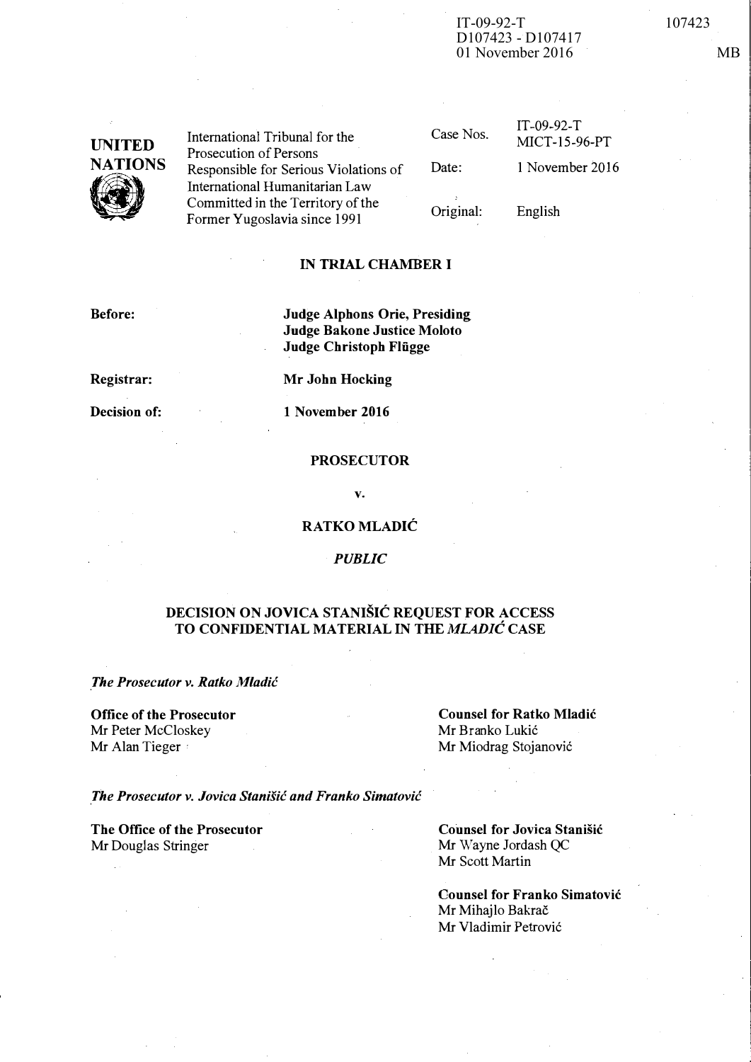IT-09-92-T
D107423 - D107417
01 November 2016

107423

MB

**UNITED NATIONS**

International Tribunal for the Prosecution of Persons Responsible for Serious Violations of International Humanitarian Law Committed in the Territory of the Former Yugoslavia since 1991

| | |
|---|---|
| Case Nos. | IT-09-92-T<br>MICT-15-96-PT |
| Date: | 1 November 2016 |
| Original: | English |

**IN TRIAL CHAMBER I**

| | |
|---|---|
| **Before:** | **Judge Alphons Orie, Presiding**<br>**Judge Bakone Justice Moloto**<br>**Judge Christoph Flügge** |
| **Registrar:** | **Mr John Hocking** |
| **Decision of:** | **1 November 2016** |

**PROSECUTOR**

**v.**

**RATKO MLADIĆ**

*PUBLIC*

**DECISION ON JOVICA STANIŠIĆ REQUEST FOR ACCESS TO CONFIDENTIAL MATERIAL IN THE *MLADIĆ* CASE**

*The Prosecutor v. Ratko Mladić*

**Office of the Prosecutor**
Mr Peter McCloskey
Mr Alan Tieger

**Counsel for Ratko Mladić**
Mr Branko Lukić
Mr Miodrag Stojanović

*The Prosecutor v. Jovica Stanišić and Franko Simatović*

**The Office of the Prosecutor**
Mr Douglas Stringer

**Counsel for Jovica Stanišić**
Mr Wayne Jordash QC
Mr Scott Martin

**Counsel for Franko Simatović**
Mr Mihajlo Bakrač
Mr Vladimir Petrović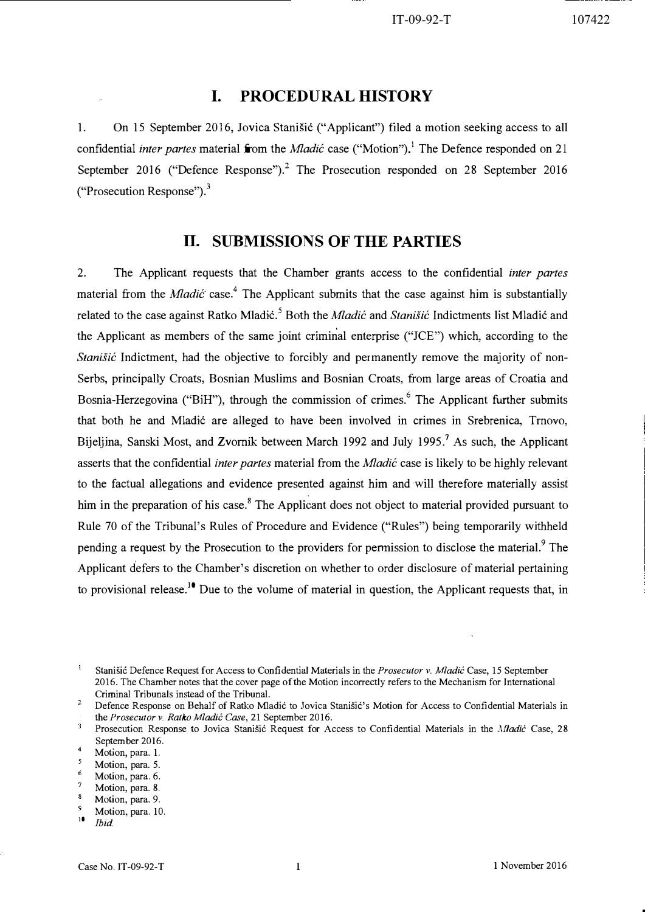# I. PROCEDURAL HISTORY

1. On 15 September 2016, Jovica Stanišić ("Applicant") filed a motion seeking access to all confidential *inter partes* material from the *Mladić* case ("Motion").[1] The Defence responded on 21 September 2016 ("Defence Response").[2] The Prosecution responded on 28 September 2016 ("Prosecution Response").[3]

# II. SUBMISSIONS OF THE PARTIES

2. The Applicant requests that the Chamber grants access to the confidential *inter partes* material from the *Mladić* case.[4] The Applicant submits that the case against him is substantially related to the case against Ratko Mladić.[5] Both the *Mladić* and *Stanišić* Indictments list Mladić and the Applicant as members of the same joint criminal enterprise ("JCE") which, according to the *Stanišić* Indictment, had the objective to forcibly and permanently remove the majority of non-Serbs, principally Croats, Bosnian Muslims and Bosnian Croats, from large areas of Croatia and Bosnia-Herzegovina ("BiH"), through the commission of crimes.[6] The Applicant further submits that both he and Mladić are alleged to have been involved in crimes in Srebrenica, Trnovo, Bijeljina, Sanski Most, and Zvornik between March 1992 and July 1995.[7] As such, the Applicant asserts that the confidential *inter partes* material from the *Mladić* case is likely to be highly relevant to the factual allegations and evidence presented against him and will therefore materially assist him in the preparation of his case.[8] The Applicant does not object to material provided pursuant to Rule 70 of the Tribunal's Rules of Procedure and Evidence ("Rules") being temporarily withheld pending a request by the Prosecution to the providers for permission to disclose the material.[9] The Applicant defers to the Chamber's discretion on whether to order disclosure of material pertaining to provisional release.[10] Due to the volume of material in question, the Applicant requests that, in

---

[1] Stanišić Defence Request for Access to Confidential Materials in the *Prosecutor v. Mladić* Case, 15 September 2016. The Chamber notes that the cover page of the Motion incorrectly refers to the Mechanism for International Criminal Tribunals instead of the Tribunal.

[2] Defence Response on Behalf of Ratko Mladić to Jovica Stanišić's Motion for Access to Confidential Materials in the *Prosecutor v. Ratko Mladić Case*, 21 September 2016.

[3] Prosecution Response to Jovica Stanišić Request for Access to Confidential Materials in the *Mladić* Case, 28 September 2016.

[4] Motion, para. 1.

[5] Motion, para. 5.

[6] Motion, para. 6.

[7] Motion, para. 8.

[8] Motion, para. 9.

[9] Motion, para. 10.

[10] *Ibid.*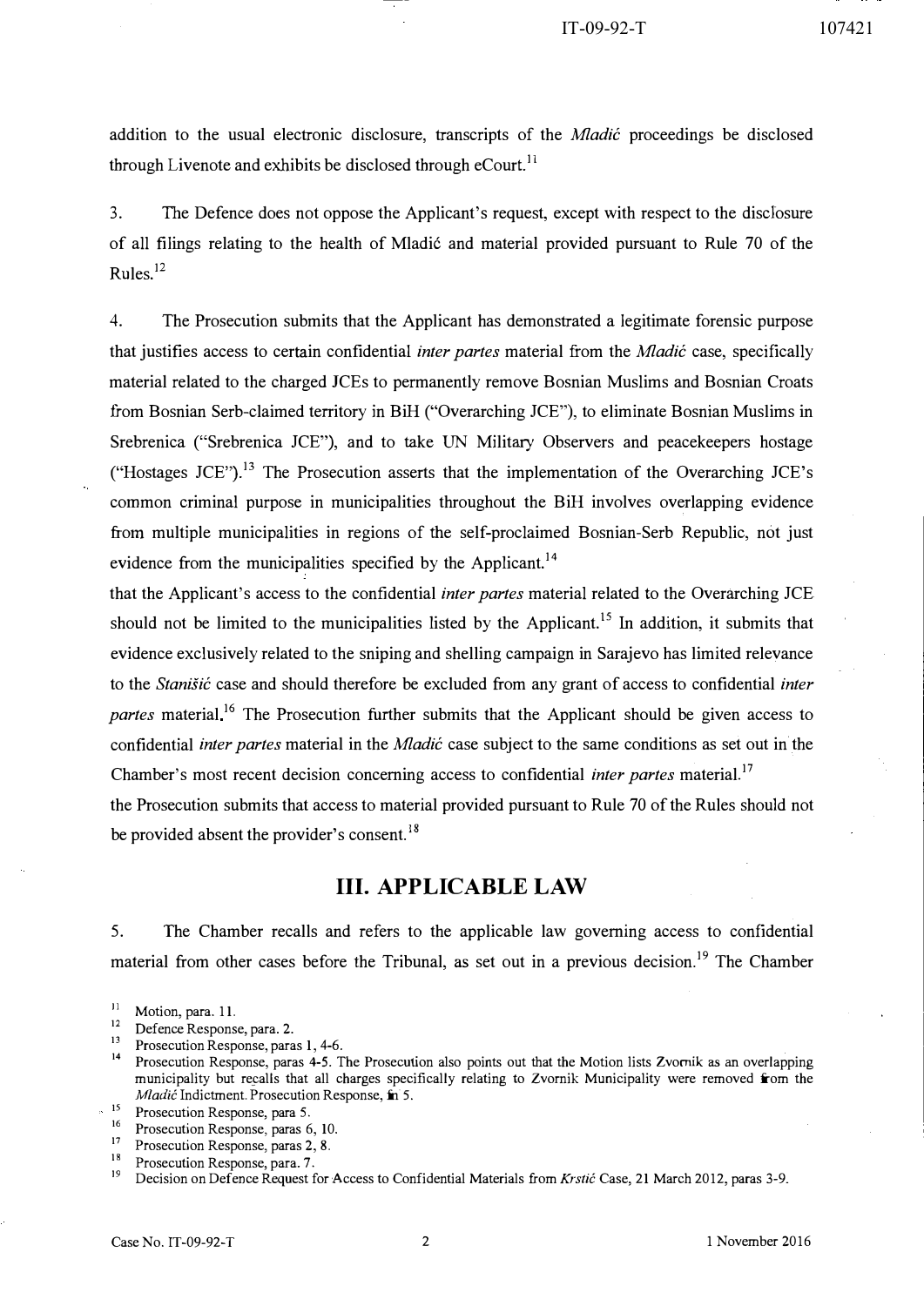addition to the usual electronic disclosure, transcripts of the *Mladić* proceedings be disclosed through Livenote and exhibits be disclosed through eCourt.[11]

3. The Defence does not oppose the Applicant's request, except with respect to the disclosure of all filings relating to the health of Mladić and material provided pursuant to Rule 70 of the Rules.[12]

4. The Prosecution submits that the Applicant has demonstrated a legitimate forensic purpose that justifies access to certain confidential *inter partes* material from the *Mladić* case, specifically material related to the charged JCEs to permanently remove Bosnian Muslims and Bosnian Croats from Bosnian Serb-claimed territory in BiH ("Overarching JCE"), to eliminate Bosnian Muslims in Srebrenica ("Srebrenica JCE"), and to take UN Military Observers and peacekeepers hostage ("Hostages JCE").[13] The Prosecution asserts that the implementation of the Overarching JCE's common criminal purpose in municipalities throughout the BiH involves overlapping evidence from multiple municipalities in regions of the self-proclaimed Bosnian-Serb Republic, not just evidence from the municipalities specified by the Applicant.[14]
that the Applicant's access to the confidential *inter partes* material related to the Overarching JCE should not be limited to the municipalities listed by the Applicant.[15] In addition, it submits that evidence exclusively related to the sniping and shelling campaign in Sarajevo has limited relevance to the *Stanišić* case and should therefore be excluded from any grant of access to confidential *inter partes* material.[16] The Prosecution further submits that the Applicant should be given access to confidential *inter partes* material in the *Mladić* case subject to the same conditions as set out in the Chamber's most recent decision concerning access to confidential *inter partes* material.[17]
the Prosecution submits that access to material provided pursuant to Rule 70 of the Rules should not be provided absent the provider's consent.[18]

## III. APPLICABLE LAW

5. The Chamber recalls and refers to the applicable law governing access to confidential material from other cases before the Tribunal, as set out in a previous decision.[19] The Chamber

[11] Motion, para. 11.
[12] Defence Response, para. 2.
[13] Prosecution Response, paras 1, 4-6.
[14] Prosecution Response, paras 4-5. The Prosecution also points out that the Motion lists Zvornik as an overlapping municipality but recalls that all charges specifically relating to Zvornik Municipality were removed from the *Mladić* Indictment. Prosecution Response, fn 5.
[15] Prosecution Response, para 5.
[16] Prosecution Response, paras 6, 10.
[17] Prosecution Response, paras 2, 8.
[18] Prosecution Response, para. 7.
[19] Decision on Defence Request for Access to Confidential Materials from *Krstić* Case, 21 March 2012, paras 3-9.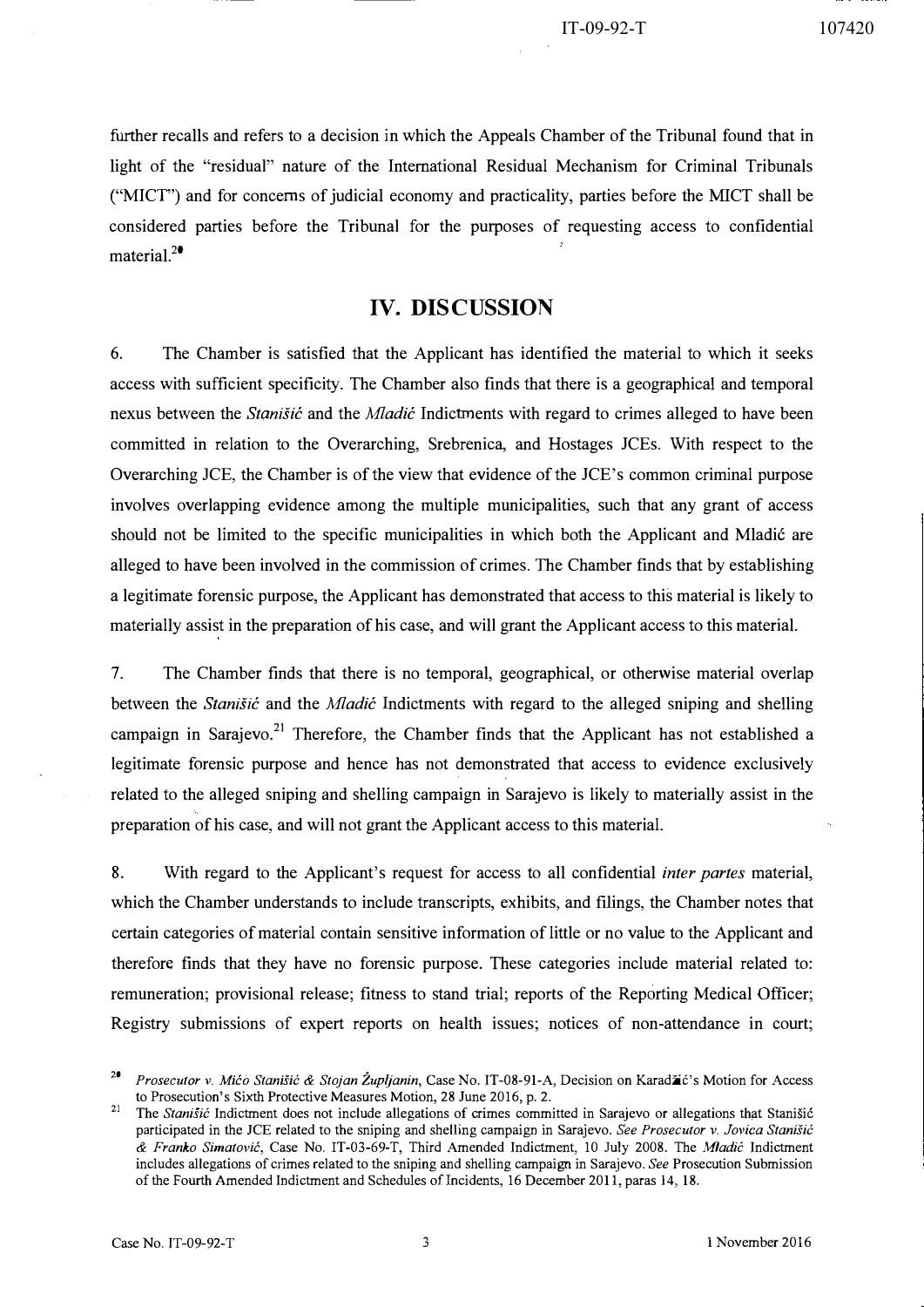further recalls and refers to a decision in which the Appeals Chamber of the Tribunal found that in light of the "residual" nature of the International Residual Mechanism for Criminal Tribunals ("MICT") and for concerns of judicial economy and practicality, parties before the MICT shall be considered parties before the Tribunal for the purposes of requesting access to confidential material.[20]

## IV. DISCUSSION

6. The Chamber is satisfied that the Applicant has identified the material to which it seeks access with sufficient specificity. The Chamber also finds that there is a geographical and temporal nexus between the *Stanišić* and the *Mladić* Indictments with regard to crimes alleged to have been committed in relation to the Overarching, Srebrenica, and Hostages JCEs. With respect to the Overarching JCE, the Chamber is of the view that evidence of the JCE's common criminal purpose involves overlapping evidence among the multiple municipalities, such that any grant of access should not be limited to the specific municipalities in which both the Applicant and Mladić are alleged to have been involved in the commission of crimes. The Chamber finds that by establishing a legitimate forensic purpose, the Applicant has demonstrated that access to this material is likely to materially assist in the preparation of his case, and will grant the Applicant access to this material.

7. The Chamber finds that there is no temporal, geographical, or otherwise material overlap between the *Stanišić* and the *Mladić* Indictments with regard to the alleged sniping and shelling campaign in Sarajevo.[21] Therefore, the Chamber finds that the Applicant has not established a legitimate forensic purpose and hence has not demonstrated that access to evidence exclusively related to the alleged sniping and shelling campaign in Sarajevo is likely to materially assist in the preparation of his case, and will not grant the Applicant access to this material.

8. With regard to the Applicant's request for access to all confidential *inter partes* material, which the Chamber understands to include transcripts, exhibits, and filings, the Chamber notes that certain categories of material contain sensitive information of little or no value to the Applicant and therefore finds that they have no forensic purpose. These categories include material related to: remuneration; provisional release; fitness to stand trial; reports of the Reporting Medical Officer; Registry submissions of expert reports on health issues; notices of non-attendance in court;

---

[20] *Prosecutor v. Mićo Stanišić & Stojan Župljanin*, Case No. IT-08-91-A, Decision on Karadžić's Motion for Access to Prosecution's Sixth Protective Measures Motion, 28 June 2016, p. 2.

[21] The *Stanišić* Indictment does not include allegations of crimes committed in Sarajevo or allegations that Stanišić participated in the JCE related to the sniping and shelling campaign in Sarajevo. *See Prosecutor v. Jovica Stanišić & Franko Simatović*, Case No. IT-03-69-T, Third Amended Indictment, 10 July 2008. The *Mladić* Indictment includes allegations of crimes related to the sniping and shelling campaign in Sarajevo. *See* Prosecution Submission of the Fourth Amended Indictment and Schedules of Incidents, 16 December 2011, paras 14, 18.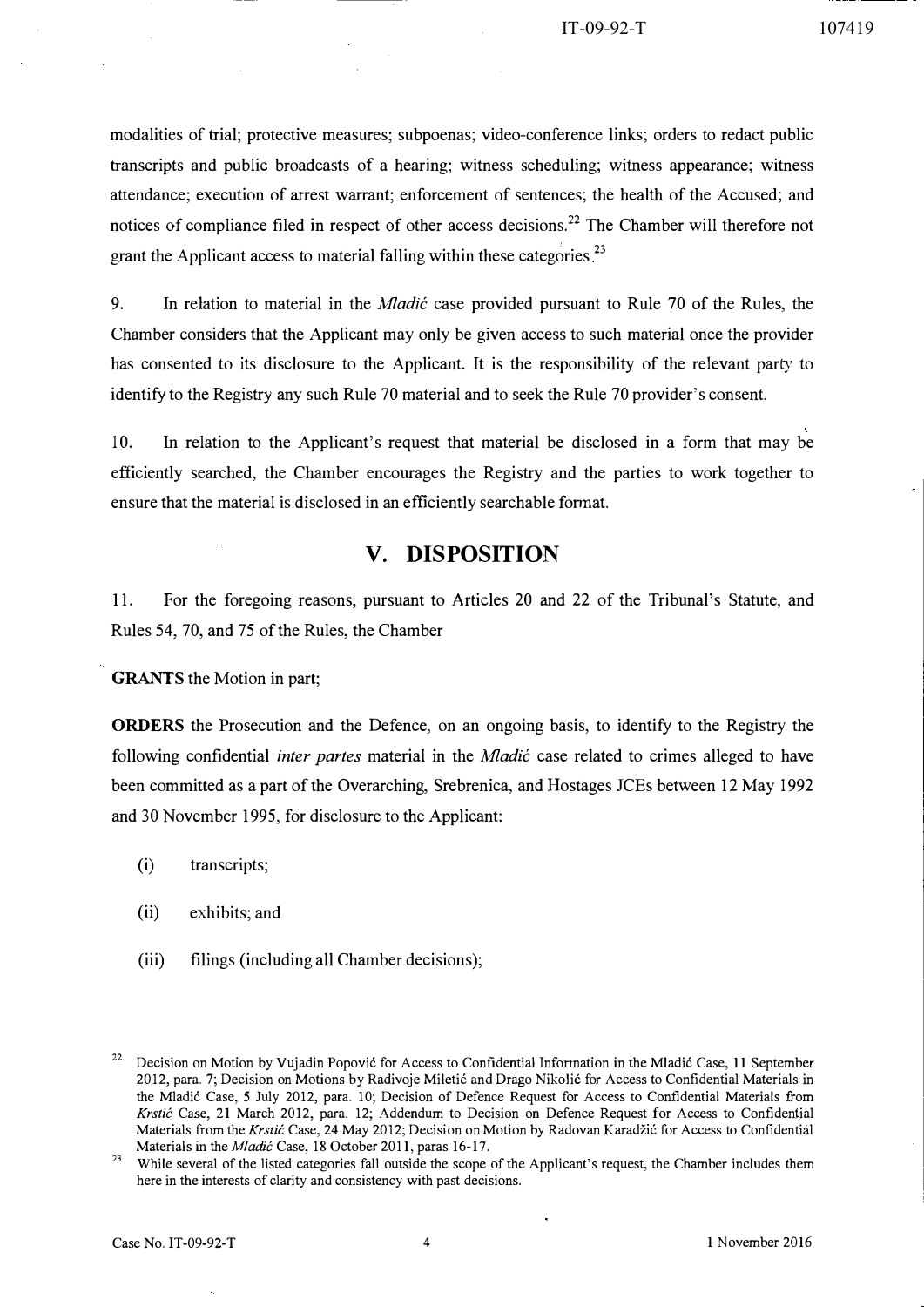modalities of trial; protective measures; subpoenas; video-conference links; orders to redact public transcripts and public broadcasts of a hearing; witness scheduling; witness appearance; witness attendance; execution of arrest warrant; enforcement of sentences; the health of the Accused; and notices of compliance filed in respect of other access decisions.[22] The Chamber will therefore not grant the Applicant access to material falling within these categories.[23]

9. In relation to material in the *Mladić* case provided pursuant to Rule 70 of the Rules, the Chamber considers that the Applicant may only be given access to such material once the provider has consented to its disclosure to the Applicant. It is the responsibility of the relevant party to identify to the Registry any such Rule 70 material and to seek the Rule 70 provider's consent.

10. In relation to the Applicant's request that material be disclosed in a form that may be efficiently searched, the Chamber encourages the Registry and the parties to work together to ensure that the material is disclosed in an efficiently searchable format.

## V. DISPOSITION

11. For the foregoing reasons, pursuant to Articles 20 and 22 of the Tribunal's Statute, and Rules 54, 70, and 75 of the Rules, the Chamber

**GRANTS** the Motion in part;

**ORDERS** the Prosecution and the Defence, on an ongoing basis, to identify to the Registry the following confidential *inter partes* material in the *Mladić* case related to crimes alleged to have been committed as a part of the Overarching, Srebrenica, and Hostages JCEs between 12 May 1992 and 30 November 1995, for disclosure to the Applicant:

(i) transcripts;

(ii) exhibits; and

(iii) filings (including all Chamber decisions);

---

[22] Decision on Motion by Vujadin Popović for Access to Confidential Information in the Mladić Case, 11 September 2012, para. 7; Decision on Motions by Radivoje Miletić and Drago Nikolić for Access to Confidential Materials in the Mladić Case, 5 July 2012, para. 10; Decision of Defence Request for Access to Confidential Materials from *Krstić* Case, 21 March 2012, para. 12; Addendum to Decision on Defence Request for Access to Confidential Materials from the *Krstić* Case, 24 May 2012; Decision on Motion by Radovan Karadžić for Access to Confidential Materials in the *Mladić* Case, 18 October 2011, paras 16-17.

[23] While several of the listed categories fall outside the scope of the Applicant's request, the Chamber includes them here in the interests of clarity and consistency with past decisions.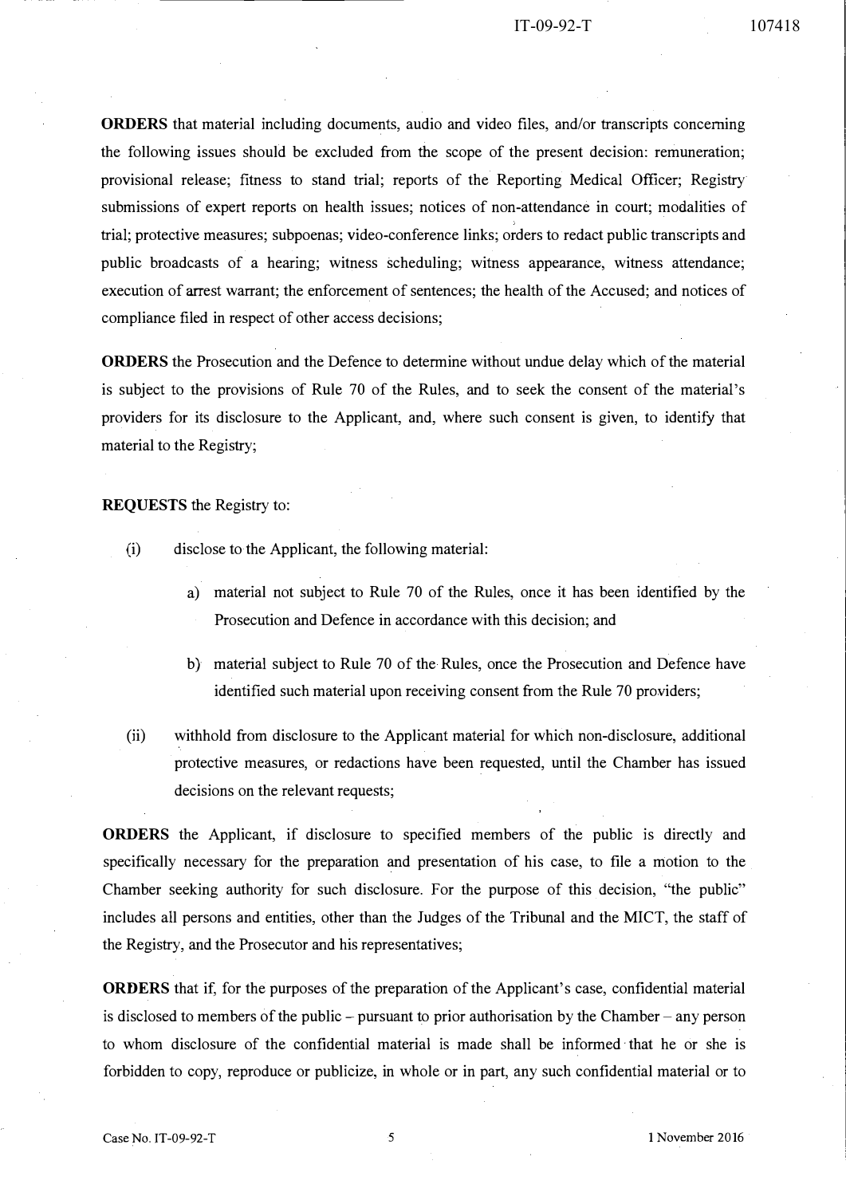**ORDERS** that material including documents, audio and video files, and/or transcripts concerning the following issues should be excluded from the scope of the present decision: remuneration; provisional release; fitness to stand trial; reports of the Reporting Medical Officer; Registry submissions of expert reports on health issues; notices of non-attendance in court; modalities of trial; protective measures; subpoenas; video-conference links; orders to redact public transcripts and public broadcasts of a hearing; witness scheduling; witness appearance, witness attendance; execution of arrest warrant; the enforcement of sentences; the health of the Accused; and notices of compliance filed in respect of other access decisions;

**ORDERS** the Prosecution and the Defence to determine without undue delay which of the material is subject to the provisions of Rule 70 of the Rules, and to seek the consent of the material's providers for its disclosure to the Applicant, and, where such consent is given, to identify that material to the Registry;

**REQUESTS** the Registry to:

(i) disclose to the Applicant, the following material:

a) material not subject to Rule 70 of the Rules, once it has been identified by the Prosecution and Defence in accordance with this decision; and

b) material subject to Rule 70 of the Rules, once the Prosecution and Defence have identified such material upon receiving consent from the Rule 70 providers;

(ii) withhold from disclosure to the Applicant material for which non-disclosure, additional protective measures, or redactions have been requested, until the Chamber has issued decisions on the relevant requests;

**ORDERS** the Applicant, if disclosure to specified members of the public is directly and specifically necessary for the preparation and presentation of his case, to file a motion to the Chamber seeking authority for such disclosure. For the purpose of this decision, "the public" includes all persons and entities, other than the Judges of the Tribunal and the MICT, the staff of the Registry, and the Prosecutor and his representatives;

**ORDERS** that if, for the purposes of the preparation of the Applicant's case, confidential material is disclosed to members of the public – pursuant to prior authorisation by the Chamber – any person to whom disclosure of the confidential material is made shall be informed that he or she is forbidden to copy, reproduce or publicize, in whole or in part, any such confidential material or to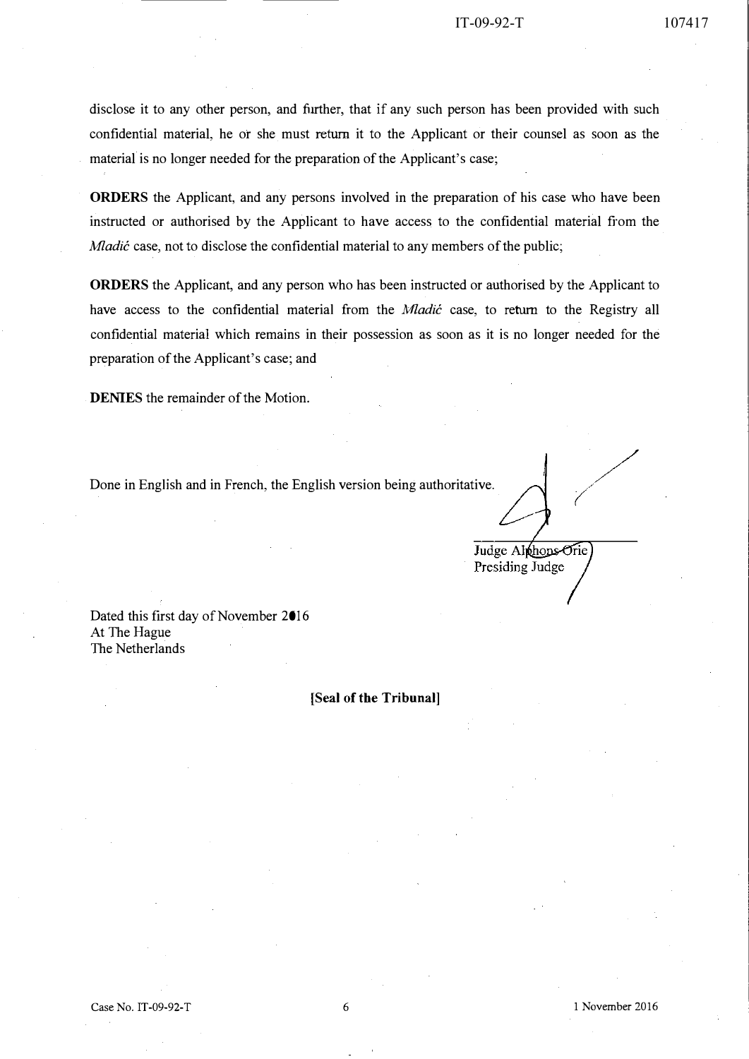disclose it to any other person, and further, that if any such person has been provided with such confidential material, he or she must return it to the Applicant or their counsel as soon as the material is no longer needed for the preparation of the Applicant's case;

**ORDERS** the Applicant, and any persons involved in the preparation of his case who have been instructed or authorised by the Applicant to have access to the confidential material from the *Mladić* case, not to disclose the confidential material to any members of the public;

**ORDERS** the Applicant, and any person who has been instructed or authorised by the Applicant to have access to the confidential material from the *Mladić* case, to return to the Registry all confidential material which remains in their possession as soon as it is no longer needed for the preparation of the Applicant's case; and

**DENIES** the remainder of the Motion.

Done in English and in French, the English version being authoritative.

Judge Alphons Orie
Presiding Judge

Dated this first day of November 2016
At The Hague
The Netherlands

**[Seal of the Tribunal]**